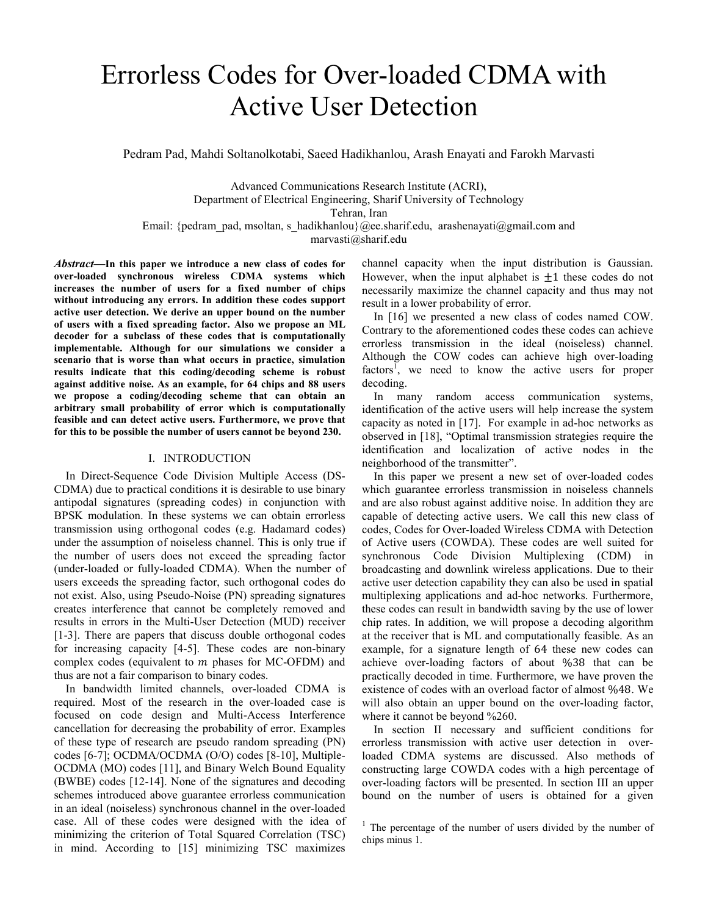# Errorless Codes for Over-loaded CDMA with Active User Detection

Pedram Pad, Mahdi Soltanolkotabi, Saeed Hadikhanlou, Arash Enayati and Farokh Marvasti

Advanced Communications Research Institute (ACRI),
Department of Electrical Engineering, Sharif University of Technology
Tehran, Iran
Email: {pedram_pad, msoltan, s_hadikhanlou}@ee.sharif.edu, arashenayati@gmail.com and marvasti@sharif.edu

***Abstract*—In this paper we introduce a new class of codes for over-loaded synchronous wireless CDMA systems which increases the number of users for a fixed number of chips without introducing any errors. In addition these codes support active user detection. We derive an upper bound on the number of users with a fixed spreading factor. Also we propose an ML decoder for a subclass of these codes that is computationally implementable. Although for our simulations we consider a scenario that is worse than what occurs in practice, simulation results indicate that this coding/decoding scheme is robust against additive noise. As an example, for 64 chips and 88 users we propose a coding/decoding scheme that can obtain an arbitrary small probability of error which is computationally feasible and can detect active users. Furthermore, we prove that for this to be possible the number of users cannot be beyond 230.**

## I. INTRODUCTION

In Direct-Sequence Code Division Multiple Access (DS-CDMA) due to practical conditions it is desirable to use binary antipodal signatures (spreading codes) in conjunction with BPSK modulation. In these systems we can obtain errorless transmission using orthogonal codes (e.g. Hadamard codes) under the assumption of noiseless channel. This is only true if the number of users does not exceed the spreading factor (under-loaded or fully-loaded CDMA). When the number of users exceeds the spreading factor, such orthogonal codes do not exist. Also, using Pseudo-Noise (PN) spreading signatures creates interference that cannot be completely removed and results in errors in the Multi-User Detection (MUD) receiver [1-3]. There are papers that discuss double orthogonal codes for increasing capacity [4-5]. These codes are non-binary complex codes (equivalent to $m$ phases for MC-OFDM) and thus are not a fair comparison to binary codes.

In bandwidth limited channels, over-loaded CDMA is required. Most of the research in the over-loaded case is focused on code design and Multi-Access Interference cancellation for decreasing the probability of error. Examples of these type of research are pseudo random spreading (PN) codes [6-7]; OCDMA/OCDMA (O/O) codes [8-10], Multiple-OCDMA (MO) codes [11], and Binary Welch Bound Equality (BWBE) codes [12-14]. None of the signatures and decoding schemes introduced above guarantee errorless communication in an ideal (noiseless) synchronous channel in the over-loaded case. All of these codes were designed with the idea of minimizing the criterion of Total Squared Correlation (TSC) in mind. According to [15] minimizing TSC maximizes channel capacity when the input distribution is Gaussian. However, when the input alphabet is $\pm1$ these codes do not necessarily maximize the channel capacity and thus may not result in a lower probability of error.

In [16] we presented a new class of codes named COW. Contrary to the aforementioned codes these codes can achieve errorless transmission in the ideal (noiseless) channel. Although the COW codes can achieve high over-loading factors[1], we need to know the active users for proper decoding.

In many random access communication systems, identification of the active users will help increase the system capacity as noted in [17]. For example in ad-hoc networks as observed in [18], "Optimal transmission strategies require the identification and localization of active nodes in the neighborhood of the transmitter".

In this paper we present a new set of over-loaded codes which guarantee errorless transmission in noiseless channels and are also robust against additive noise. In addition they are capable of detecting active users. We call this new class of codes, Codes for Over-loaded Wireless CDMA with Detection of Active users (COWDA). These codes are well suited for synchronous Code Division Multiplexing (CDM) in broadcasting and downlink wireless applications. Due to their active user detection capability they can also be used in spatial multiplexing applications and ad-hoc networks. Furthermore, these codes can result in bandwidth saving by the use of lower chip rates. In addition, we will propose a decoding algorithm at the receiver that is ML and computationally feasible. As an example, for a signature length of $64$ these new codes can achieve over-loading factors of about $\%38$ that can be practically decoded in time. Furthermore, we have proven the existence of codes with an overload factor of almost $\%48$. We will also obtain an upper bound on the over-loading factor, where it cannot be beyond $\%260$.

In section II necessary and sufficient conditions for errorless transmission with active user detection in over-loaded CDMA systems are discussed. Also methods of constructing large COWDA codes with a high percentage of over-loading factors will be presented. In section III an upper bound on the number of users is obtained for a given

[1] The percentage of the number of users divided by the number of chips minus 1.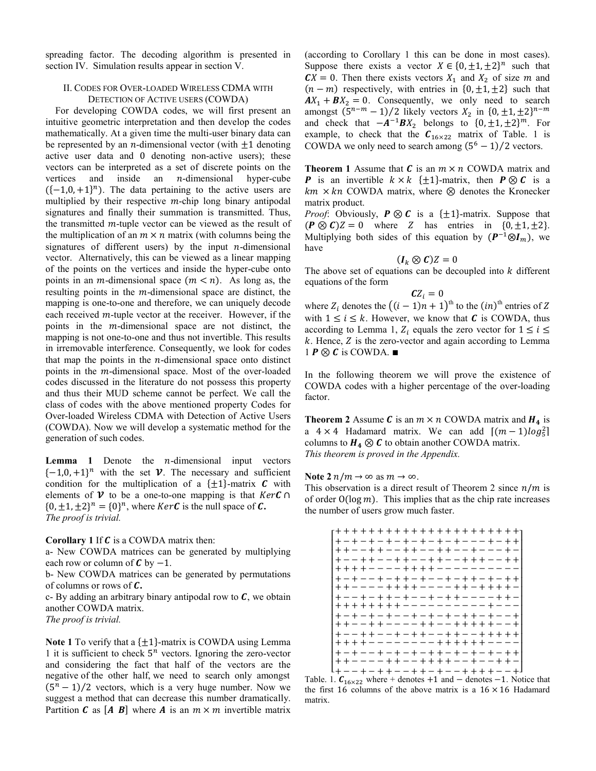spreading factor. The decoding algorithm is presented in section IV. Simulation results appear in section V.

## II. Codes for Over-loaded Wireless CDMA with Detection of Active users (COWDA)

For developing COWDA codes, we will first present an intuitive geometric interpretation and then develop the codes mathematically. At a given time the multi-user binary data can be represented by an $n$-dimensional vector (with $\pm 1$ denoting active user data and 0 denoting non-active users); these vectors can be interpreted as a set of discrete points on the vertices and inside an $n$-dimensional hyper-cube $(\{-1,0,+1\}^n)$. The data pertaining to the active users are multiplied by their respective $m$-chip long binary antipodal signatures and finally their summation is transmitted. Thus, the transmitted $m$-tuple vector can be viewed as the result of the multiplication of an $m \times n$ matrix (with columns being the signatures of different users) by the input $n$-dimensional vector. Alternatively, this can be viewed as a linear mapping of the points on the vertices and inside the hyper-cube onto points in an $m$-dimensional space $(m < n)$. As long as, the resulting points in the $m$-dimensional space are distinct, the mapping is one-to-one and therefore, we can uniquely decode each received $m$-tuple vector at the receiver. However, if the points in the $m$-dimensional space are not distinct, the mapping is not one-to-one and thus not invertible. This results in irremovable interference. Consequently, we look for codes that map the points in the $n$-dimensional space onto distinct points in the $m$-dimensional space. Most of the over-loaded codes discussed in the literature do not possess this property and thus their MUD scheme cannot be perfect. We call the class of codes with the above mentioned property Codes for Over-loaded Wireless CDMA with Detection of Active Users (COWDA). Now we will develop a systematic method for the generation of such codes.

**Lemma 1** Denote the $n$-dimensional input vectors $\{-1,0,+1\}^n$ with the set $\boldsymbol{\mathcal{V}}$. The necessary and sufficient condition for the multiplication of a $\{\pm 1\}$-matrix $\boldsymbol{C}$ with elements of $\boldsymbol{\mathcal{V}}$ to be a one-to-one mapping is that $Ker\boldsymbol{C} \cap \{0, \pm 1, \pm 2\}^n = \{0\}^n$, where $Ker\boldsymbol{C}$ is the null space of $\boldsymbol{C}$.
*The proof is trivial.*

**Corollary 1** If $\boldsymbol{C}$ is a COWDA matrix then:
a- New COWDA matrices can be generated by multiplying each row or column of $\boldsymbol{C}$ by $-1$.
b- New COWDA matrices can be generated by permutations of columns or rows of $\boldsymbol{C}$.
c- By adding an arbitrary binary antipodal row to $\boldsymbol{C}$, we obtain another COWDA matrix.
*The proof is trivial.*

**Note 1** To verify that a $\{\pm 1\}$-matrix is COWDA using Lemma 1 it is sufficient to check $5^n$ vectors. Ignoring the zero-vector and considering the fact that half of the vectors are the negative of the other half, we need to search only amongst $(5^n - 1)/2$ vectors, which is a very huge number. Now we suggest a method that can decrease this number dramatically. Partition $\boldsymbol{C}$ as $[\boldsymbol{A}\ \boldsymbol{B}]$ where $\boldsymbol{A}$ is an $m \times m$ invertible matrix (according to Corollary 1 this can be done in most cases). Suppose there exists a vector $X \in \{0, \pm 1, \pm 2\}^n$ such that $\boldsymbol{C}X = 0$. Then there exists vectors $X_1$ and $X_2$ of size $m$ and $(n-m)$ respectively, with entries in $\{0, \pm 1, \pm 2\}$ such that $\boldsymbol{A}X_1 + \boldsymbol{B}X_2 = 0$. Consequently, we only need to search amongst $(5^{n-m} - 1)/2$ likely vectors $X_2$ in $\{0, \pm 1, \pm 2\}^{n-m}$ and check that $-\boldsymbol{A}^{-1}\boldsymbol{B}X_2$ belongs to $\{0, \pm 1, \pm 2\}^m$. For example, to check that the $\boldsymbol{C}_{16\times 22}$ matrix of Table. 1 is COWDA we only need to search among $(5^6 - 1)/2$ vectors.

**Theorem 1** Assume that $\boldsymbol{C}$ is an $m \times n$ COWDA matrix and $\boldsymbol{P}$ is an invertible $k \times k$ $\{\pm 1\}$-matrix, then $\boldsymbol{P} \otimes \boldsymbol{C}$ is a $km \times kn$ COWDA matrix, where $\otimes$ denotes the Kronecker matrix product.
*Proof*: Obviously, $\boldsymbol{P} \otimes \boldsymbol{C}$ is a $\{\pm 1\}$-matrix. Suppose that $(\boldsymbol{P} \otimes \boldsymbol{C})Z = 0$ where $Z$ has entries in $\{0, \pm 1, \pm 2\}$. Multiplying both sides of this equation by $(\boldsymbol{P}^{-1} \otimes \boldsymbol{I}_m)$, we have

$$(\boldsymbol{I}_k \otimes \boldsymbol{C})Z = 0$$

The above set of equations can be decoupled into $k$ different equations of the form

$$\boldsymbol{C}Z_i = 0$$

where $Z_i$ denotes the $\left((i-1)n+1\right)^{\text{th}}$ to the $(in)^{\text{th}}$ entries of $Z$ with $1 \le i \le k$. However, we know that $\boldsymbol{C}$ is COWDA, thus according to Lemma 1, $Z_i$ equals the zero vector for $1 \le i \le k$. Hence, $Z$ is the zero-vector and again according to Lemma 1 $\boldsymbol{P} \otimes \boldsymbol{C}$ is COWDA. ■

In the following theorem we will prove the existence of COWDA codes with a higher percentage of the over-loading factor.

**Theorem 2** Assume $\boldsymbol{C}$ is an $m \times n$ COWDA matrix and $\boldsymbol{H}_4$ is a $4 \times 4$ Hadamard matrix. We can add $\lceil (m-1)log_5^2 \rceil$ columns to $\boldsymbol{H}_4 \otimes \boldsymbol{C}$ to obtain another COWDA matrix.
*This theorem is proved in the Appendix.*

**Note 2** $n/m \to \infty$ as $m \to \infty$.
This observation is a direct result of Theorem 2 since $n/m$ is of order $O(\log m)$. This implies that as the chip rate increases the number of users grow much faster.

$$\begin{bmatrix}
++++++++++++++++++++++ \\
+-+-+-+-+-+-+-+---+-++ \\
++--++--++--++--+---+- \\
+--++--++--++--+++--++ \\
++++----++++---------- \\
+-+--+-++-+--+-++-+-++ \\
++----++++----++-++++- \\
+--+-++-+--+-++----++- \\
++++++++----------+---- \\
+-+-+-+--+-+-+-+++---+ \\
++--++----++--+++++--+ \\
+--++--+-++--++--+++++ \\
++++------------++++++---- \\
+-+--+-+-+-++-+--+-+-+ \\
++----++--++++----++-- \\
+--+-++--++-+--++++--+
\end{bmatrix}$$

Table. 1. $\boldsymbol{C}_{16\times 22}$ where + denotes +1 and − denotes −1. Notice that the first 16 columns of the above matrix is a $16 \times 16$ Hadamard matrix.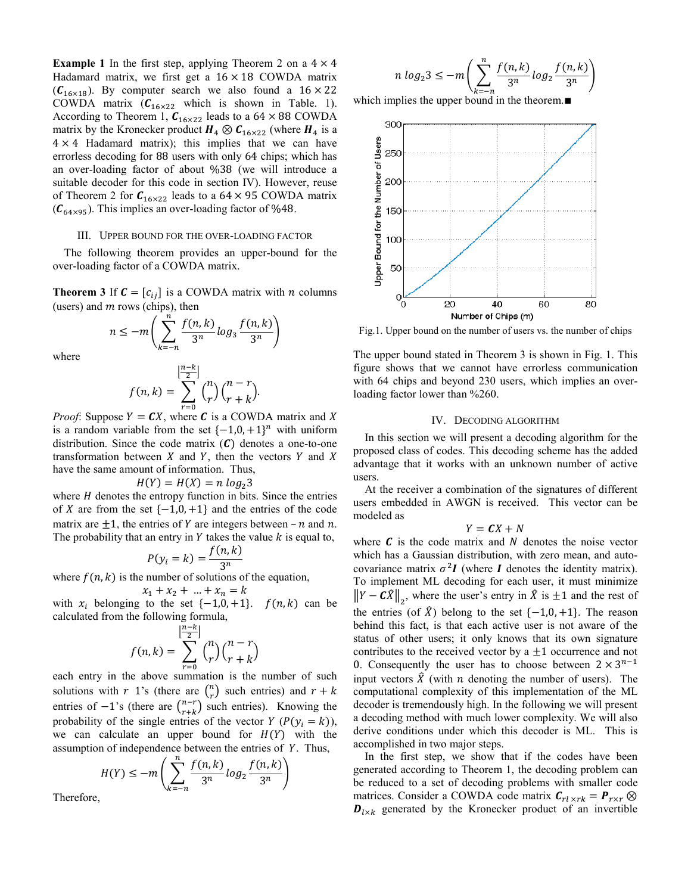**Example 1** In the first step, applying Theorem 2 on a $4 \times 4$ Hadamard matrix, we first get a $16 \times 18$ COWDA matrix ($\boldsymbol{C}_{16\times18}$). By computer search we also found a $16 \times 22$ COWDA matrix ($\boldsymbol{C}_{16\times22}$ which is shown in Table. 1). According to Theorem 1, $\boldsymbol{C}_{16\times22}$ leads to a $64 \times 88$ COWDA matrix by the Kronecker product $\boldsymbol{H}_4 \otimes \boldsymbol{C}_{16\times22}$ (where $\boldsymbol{H}_4$ is a $4 \times 4$ Hadamard matrix); this implies that we can have errorless decoding for 88 users with only 64 chips; which has an over-loading factor of about %38 (we will introduce a suitable decoder for this code in section IV). However, reuse of Theorem 2 for $\boldsymbol{C}_{16\times22}$ leads to a $64 \times 95$ COWDA matrix ($\boldsymbol{C}_{64\times95}$). This implies an over-loading factor of %48.

## III. Upper bound for the over-loading factor

The following theorem provides an upper-bound for the over-loading factor of a COWDA matrix.

**Theorem 3** If $\boldsymbol{C} = [c_{ij}]$ is a COWDA matrix with $n$ columns (users) and $m$ rows (chips), then

$$n \le -m\left(\sum_{k=-n}^{n} \frac{f(n,k)}{3^n} \log_3 \frac{f(n,k)}{3^n}\right)$$

where

$$f(n,k) = \sum_{r=0}^{\left\lfloor \frac{n-k}{2} \right\rfloor} \binom{n}{r}\binom{n-r}{r+k}.$$

*Proof*: Suppose $Y = \boldsymbol{C}X$, where $\boldsymbol{C}$ is a COWDA matrix and $X$ is a random variable from the set $\{-1, 0, +1\}^n$ with uniform distribution. Since the code matrix ($\boldsymbol{C}$) denotes a one-to-one transformation between $X$ and $Y$, then the vectors $Y$ and $X$ have the same amount of information. Thus,

$$H(Y) = H(X) = n \log_2 3$$

where $H$ denotes the entropy function in bits. Since the entries of $X$ are from the set $\{-1, 0, +1\}$ and the entries of the code matrix are $\pm1$, the entries of $Y$ are integers between $-n$ and $n$. The probability that an entry in $Y$ takes the value $k$ is equal to,

$$P(y_i = k) = \frac{f(n,k)}{3^n}$$

where $f(n,k)$ is the number of solutions of the equation,

$$x_1 + x_2 + \ldots + x_n = k$$

with $x_i$ belonging to the set $\{-1, 0, +1\}$. $f(n,k)$ can be calculated from the following formula,

$$f(n,k) = \sum_{r=0}^{\left\lfloor \frac{n-k}{2} \right\rfloor} \binom{n}{r}\binom{n-r}{r+k}$$

each entry in the above summation is the number of such solutions with $r$ 1's (there are $\binom{n}{r}$ such entries) and $r+k$ entries of $-1$'s (there are $\binom{n-r}{r+k}$ such entries). Knowing the probability of the single entries of the vector $Y$ ($P(y_i = k)$), we can calculate an upper bound for $H(Y)$ with the assumption of independence between the entries of $Y$. Thus,

$$H(Y) \le -m\left(\sum_{k=-n}^{n} \frac{f(n,k)}{3^n} \log_2 \frac{f(n,k)}{3^n}\right)$$

Therefore,

$$n \log_2 3 \le -m\left(\sum_{k=-n}^{n} \frac{f(n,k)}{3^n} \log_2 \frac{f(n,k)}{3^n}\right)$$

which implies the upper bound in the theorem.■

Fig.1. Upper bound on the number of users vs. the number of chips

The upper bound stated in Theorem 3 is shown in Fig. 1. This figure shows that we cannot have errorless communication with 64 chips and beyond 230 users, which implies an over-loading factor lower than %260.

## IV. Decoding Algorithm

In this section we will present a decoding algorithm for the proposed class of codes. This decoding scheme has the added advantage that it works with an unknown number of active users.

At the receiver a combination of the signatures of different users embedded in AWGN is received. This vector can be modeled as

$$Y = \boldsymbol{C}X + N$$

where $\boldsymbol{C}$ is the code matrix and $N$ denotes the noise vector which has a Gaussian distribution, with zero mean, and auto-covariance matrix $\sigma^2\boldsymbol{I}$ (where $\boldsymbol{I}$ denotes the identity matrix). To implement ML decoding for each user, it must minimize $\left\|Y - \boldsymbol{C}\hat{X}\right\|_2$, where the user's entry in $\hat{X}$ is $\pm1$ and the rest of the entries (of $\hat{X}$) belong to the set $\{-1, 0, +1\}$. The reason behind this fact, is that each active user is not aware of the status of other users; it only knows that its own signature contributes to the received vector by a $\pm1$ occurrence and not 0. Consequently the user has to choose between $2 \times 3^{n-1}$ input vectors $\hat{X}$ (with $n$ denoting the number of users). The computational complexity of this implementation of the ML decoder is tremendously high. In the following we will present a decoding method with much lower complexity. We will also derive conditions under which this decoder is ML. This is accomplished in two major steps.

In the first step, we show that if the codes have been generated according to Theorem 1, the decoding problem can be reduced to a set of decoding problems with smaller code matrices. Consider a COWDA code matrix $\boldsymbol{C}_{rl\times rk} = \boldsymbol{P}_{r\times r} \otimes \boldsymbol{D}_{l\times k}$ generated by the Kronecker product of an invertible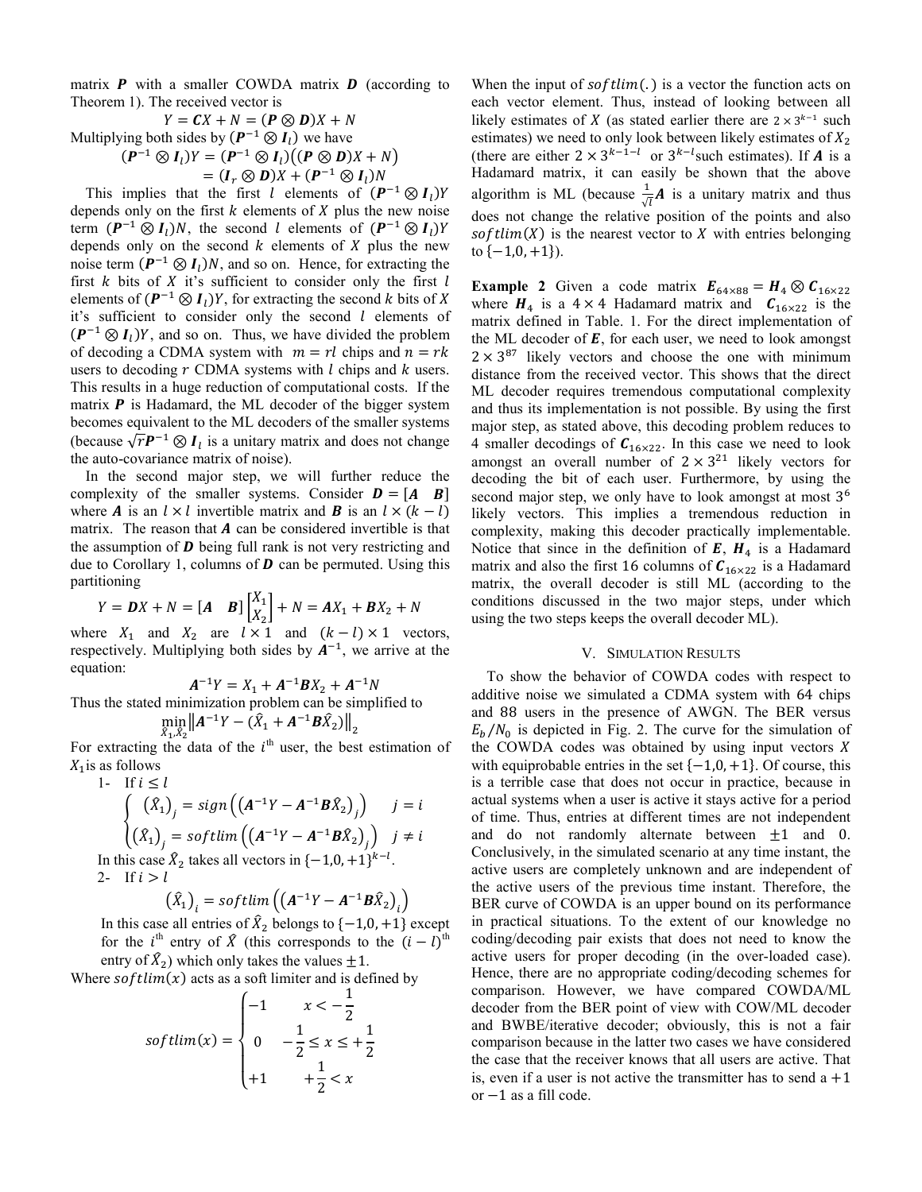matrix $\boldsymbol{P}$ with a smaller COWDA matrix $\boldsymbol{D}$ (according to Theorem 1). The received vector is

$$Y = \boldsymbol{C}X + N = (\boldsymbol{P} \otimes \boldsymbol{D})X + N$$

Multiplying both sides by $(\boldsymbol{P}^{-1} \otimes \boldsymbol{I}_l)$ we have

$$(\boldsymbol{P}^{-1} \otimes \boldsymbol{I}_l)Y = (\boldsymbol{P}^{-1} \otimes \boldsymbol{I}_l)\big((\boldsymbol{P} \otimes \boldsymbol{D})X + N\big)$$
$$= (\boldsymbol{I}_r \otimes \boldsymbol{D})X + (\boldsymbol{P}^{-1} \otimes \boldsymbol{I}_l)N$$

This implies that the first $l$ elements of $(\boldsymbol{P}^{-1} \otimes \boldsymbol{I}_l)Y$ depends only on the first $k$ elements of $X$ plus the new noise term $(\boldsymbol{P}^{-1} \otimes \boldsymbol{I}_l)N$, the second $l$ elements of $(\boldsymbol{P}^{-1} \otimes \boldsymbol{I}_l)Y$ depends only on the second $k$ elements of $X$ plus the new noise term $(\boldsymbol{P}^{-1} \otimes \boldsymbol{I}_l)N$, and so on. Hence, for extracting the first $k$ bits of $X$ it's sufficient to consider only the first $l$ elements of $(\boldsymbol{P}^{-1} \otimes \boldsymbol{I}_l)Y$, for extracting the second $k$ bits of $X$ it's sufficient to consider only the second $l$ elements of $(\boldsymbol{P}^{-1} \otimes \boldsymbol{I}_l)Y$, and so on. Thus, we have divided the problem of decoding a CDMA system with $m = rl$ chips and $n = rk$ users to decoding $r$ CDMA systems with $l$ chips and $k$ users. This results in a huge reduction of computational costs. If the matrix $\boldsymbol{P}$ is Hadamard, the ML decoder of the bigger system becomes equivalent to the ML decoders of the smaller systems (because $\sqrt{r}\boldsymbol{P}^{-1} \otimes \boldsymbol{I}_l$ is a unitary matrix and does not change the auto-covariance matrix of noise).

In the second major step, we will further reduce the complexity of the smaller systems. Consider $\boldsymbol{D} = [\boldsymbol{A} \quad \boldsymbol{B}]$ where $\boldsymbol{A}$ is an $l \times l$ invertible matrix and $\boldsymbol{B}$ is an $l \times (k-l)$ matrix. The reason that $\boldsymbol{A}$ can be considered invertible is that the assumption of $\boldsymbol{D}$ being full rank is not very restricting and due to Corollary 1, columns of $\boldsymbol{D}$ can be permuted. Using this partitioning

$$Y = \boldsymbol{D}X + N = [\boldsymbol{A} \quad \boldsymbol{B}]\begin{bmatrix} X_1 \\ X_2 \end{bmatrix} + N = \boldsymbol{A}X_1 + \boldsymbol{B}X_2 + N$$

where $X_1$ and $X_2$ are $l \times 1$ and $(k-l) \times 1$ vectors, respectively. Multiplying both sides by $\boldsymbol{A}^{-1}$, we arrive at the equation:

$$\boldsymbol{A}^{-1}Y = X_1 + \boldsymbol{A}^{-1}\boldsymbol{B}X_2 + \boldsymbol{A}^{-1}N$$

Thus the stated minimization problem can be simplified to

$$\min_{\hat{X}_1, \hat{X}_2} \left\| \boldsymbol{A}^{-1}Y - (\hat{X}_1 + \boldsymbol{A}^{-1}\boldsymbol{B}\hat{X}_2) \right\|_2$$

For extracting the data of the $i^{\text{th}}$ user, the best estimation of $X_1$ is as follows

1- If $i \le l$

$$\begin{cases} (\hat{X}_1)_j = sign\left(\left(\boldsymbol{A}^{-1}Y - \boldsymbol{A}^{-1}\boldsymbol{B}\hat{X}_2\right)_j\right) & j = i \\ (\hat{X}_1)_j = softlim\left(\left(\boldsymbol{A}^{-1}Y - \boldsymbol{A}^{-1}\boldsymbol{B}\hat{X}_2\right)_j\right) & j \ne i \end{cases}$$

In this case $\hat{X}_2$ takes all vectors in $\{-1, 0, +1\}^{k-l}$.

2- If $i > l$

$$(\hat{X}_1)_i = softlim\left(\left(\boldsymbol{A}^{-1}Y - \boldsymbol{A}^{-1}\boldsymbol{B}\hat{X}_2\right)_i\right)$$

In this case all entries of $\hat{X}_2$ belongs to $\{-1, 0, +1\}$ except for the $i^{\text{th}}$ entry of $\hat{X}$ (this corresponds to the $(i-l)^{\text{th}}$ entry of $\hat{X}_2$) which only takes the values $\pm 1$.

Where $softlim(x)$ acts as a soft limiter and is defined by

$$softlim(x) = \begin{cases} -1 & x < -\dfrac{1}{2} \\ 0 & -\dfrac{1}{2} \le x \le +\dfrac{1}{2} \\ +1 & +\dfrac{1}{2} < x \end{cases}$$

When the input of $softlim(.)$ is a vector the function acts on each vector element. Thus, instead of looking between all likely estimates of $X$ (as stated earlier there are $2 \times 3^{k-1}$ such estimates) we need to only look between likely estimates of $X_2$ (there are either $2 \times 3^{k-1-l}$ or $3^{k-l}$ such estimates). If $\boldsymbol{A}$ is a Hadamard matrix, it can easily be shown that the above algorithm is ML (because $\frac{1}{\sqrt{l}}\boldsymbol{A}$ is a unitary matrix and thus does not change the relative position of the points and also $softlim(X)$ is the nearest vector to $X$ with entries belonging to $\{-1, 0, +1\}$).

**Example 2** Given a code matrix $\boldsymbol{E}_{64 \times 88} = \boldsymbol{H}_4 \otimes \boldsymbol{C}_{16 \times 22}$ where $\boldsymbol{H}_4$ is a $4 \times 4$ Hadamard matrix and $\boldsymbol{C}_{16 \times 22}$ is the matrix defined in Table. 1. For the direct implementation of the ML decoder of $\boldsymbol{E}$, for each user, we need to look amongst $2 \times 3^{87}$ likely vectors and choose the one with minimum distance from the received vector. This shows that the direct ML decoder requires tremendous computational complexity and thus its implementation is not possible. By using the first major step, as stated above, this decoding problem reduces to 4 smaller decodings of $\boldsymbol{C}_{16 \times 22}$. In this case we need to look amongst an overall number of $2 \times 3^{21}$ likely vectors for decoding the bit of each user. Furthermore, by using the second major step, we only have to look amongst at most $3^6$ likely vectors. This implies a tremendous reduction in complexity, making this decoder practically implementable. Notice that since in the definition of $\boldsymbol{E}$, $\boldsymbol{H}_4$ is a Hadamard matrix and also the first 16 columns of $\boldsymbol{C}_{16 \times 22}$ is a Hadamard matrix, the overall decoder is still ML (according to the conditions discussed in the two major steps, under which using the two steps keeps the overall decoder ML).

## V. Simulation Results

To show the behavior of COWDA codes with respect to additive noise we simulated a CDMA system with 64 chips and 88 users in the presence of AWGN. The BER versus $E_b/N_0$ is depicted in Fig. 2. The curve for the simulation of the COWDA codes was obtained by using input vectors $X$ with equiprobable entries in the set $\{-1, 0, +1\}$. Of course, this is a terrible case that does not occur in practice, because in actual systems when a user is active it stays active for a period of time. Thus, entries at different times are not independent and do not randomly alternate between $\pm 1$ and 0. Conclusively, in the simulated scenario at any time instant, the active users are completely unknown and are independent of the active users of the previous time instant. Therefore, the BER curve of COWDA is an upper bound on its performance in practical situations. To the extent of our knowledge no coding/decoding pair exists that does not need to know the active users for proper decoding (in the over-loaded case). Hence, there are no appropriate coding/decoding schemes for comparison. However, we have compared COWDA/ML decoder from the BER point of view with COW/ML decoder and BWBE/iterative decoder; obviously, this is not a fair comparison because in the latter two cases we have considered the case that the receiver knows that all users are active. That is, even if a user is not active the transmitter has to send a $+1$ or $-1$ as a fill code.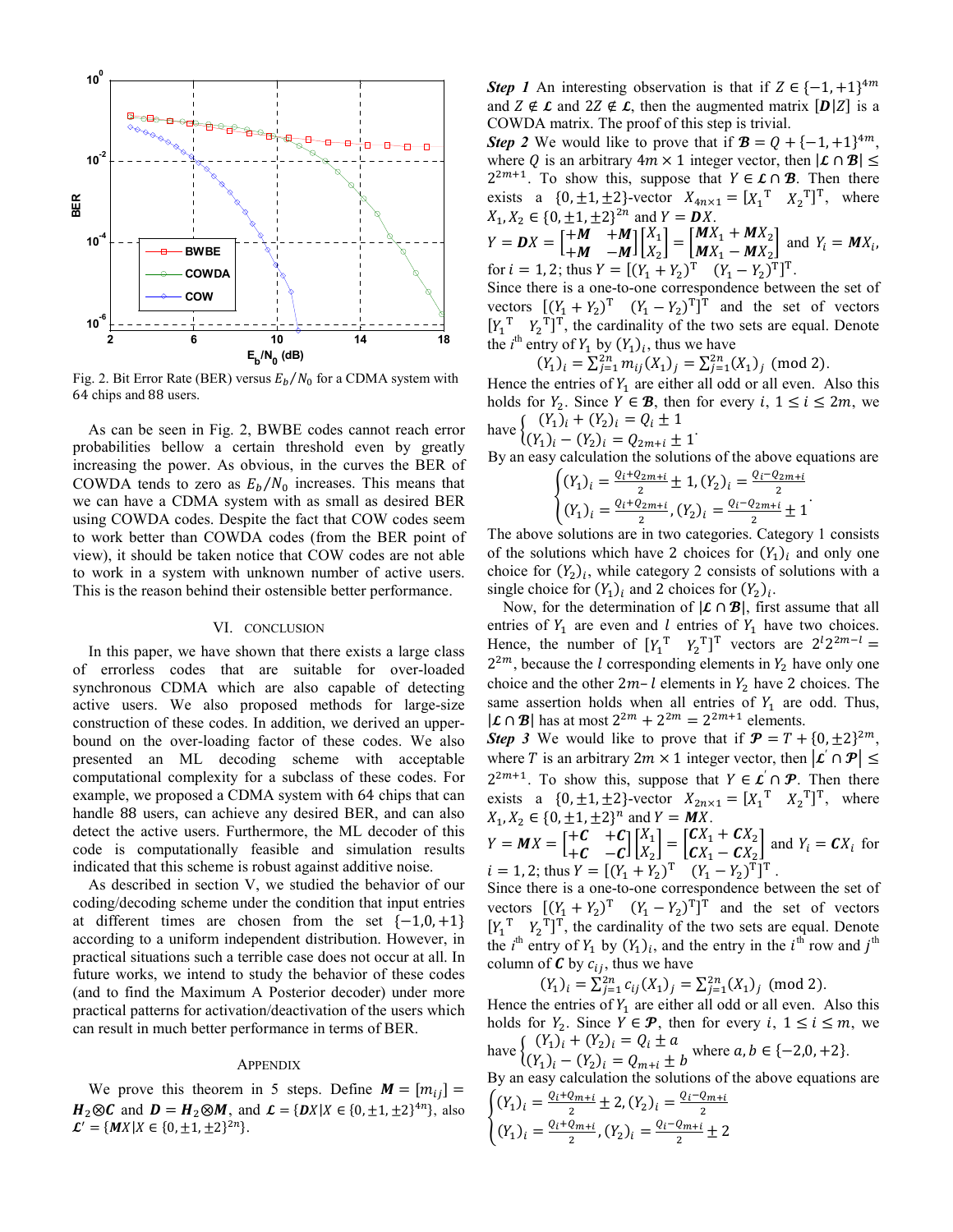Fig. 2. Bit Error Rate (BER) versus $E_b/N_0$ for a CDMA system with 64 chips and 88 users.

As can be seen in Fig. 2, BWBE codes cannot reach error probabilities bellow a certain threshold even by greatly increasing the power. As obvious, in the curves the BER of COWDA tends to zero as $E_b/N_0$ increases. This means that we can have a CDMA system with as small as desired BER using COWDA codes. Despite the fact that COW codes seem to work better than COWDA codes (from the BER point of view), it should be taken notice that COW codes are not able to work in a system with unknown number of active users. This is the reason behind their ostensible better performance.

## VI. Conclusion

In this paper, we have shown that there exists a large class of errorless codes that are suitable for over-loaded synchronous CDMA which are also capable of detecting active users. We also proposed methods for large-size construction of these codes. In addition, we derived an upper-bound on the over-loading factor of these codes. We also presented an ML decoding scheme with acceptable computational complexity for a subclass of these codes. For example, we proposed a CDMA system with 64 chips that can handle 88 users, can achieve any desired BER, and can also detect the active users. Furthermore, the ML decoder of this code is computationally feasible and simulation results indicated that this scheme is robust against additive noise.

As described in section V, we studied the behavior of our coding/decoding scheme under the condition that input entries at different times are chosen from the set $\{-1,0,+1\}$ according to a uniform independent distribution. However, in practical situations such a terrible case does not occur at all. In future works, we intend to study the behavior of these codes (and to find the Maximum A Posterior decoder) under more practical patterns for activation/deactivation of the users which can result in much better performance in terms of BER.

## Appendix

We prove this theorem in 5 steps. Define $\boldsymbol{M} = [m_{ij}] = \boldsymbol{H}_2 \otimes \boldsymbol{C}$ and $\boldsymbol{D} = \boldsymbol{H}_2 \otimes \boldsymbol{M}$, and $\boldsymbol{\mathcal{L}} = \{\boldsymbol{D}X | X \in \{0, \pm 1, \pm 2\}^{4n}\}$, also $\boldsymbol{\mathcal{L}}' = \{\boldsymbol{M}X | X \in \{0, \pm 1, \pm 2\}^{2n}\}$.

***Step 1*** An interesting observation is that if $Z \in \{-1,+1\}^{4m}$ and $Z \notin \boldsymbol{\mathcal{L}}$ and $2Z \notin \boldsymbol{\mathcal{L}}$, then the augmented matrix $[\boldsymbol{D}|Z]$ is a COWDA matrix. The proof of this step is trivial.

***Step 2*** We would like to prove that if $\boldsymbol{\mathcal{B}} = Q + \{-1,+1\}^{4m}$, where $Q$ is an arbitrary $4m \times 1$ integer vector, then $|\boldsymbol{\mathcal{L}} \cap \boldsymbol{\mathcal{B}}| \le 2^{2m+1}$. To show this, suppose that $Y \in \boldsymbol{\mathcal{L}} \cap \boldsymbol{\mathcal{B}}$. Then there exists a $\{0,\pm1,\pm2\}$-vector $X_{4n\times 1} = [X_1^{\mathrm{T}} \quad X_2^{\mathrm{T}}]^{\mathrm{T}}$, where $X_1, X_2 \in \{0,\pm1,\pm2\}^{2n}$ and $Y = \boldsymbol{D}X$.

$Y = \boldsymbol{D}X = \begin{bmatrix} +\boldsymbol{M} & +\boldsymbol{M} \\ +\boldsymbol{M} & -\boldsymbol{M} \end{bmatrix} \begin{bmatrix} X_1 \\ X_2 \end{bmatrix} = \begin{bmatrix} \boldsymbol{M}X_1 + \boldsymbol{M}X_2 \\ \boldsymbol{M}X_1 - \boldsymbol{M}X_2 \end{bmatrix}$ and $Y_i = \boldsymbol{M}X_i$, for $i = 1, 2$; thus $Y = [(Y_1+Y_2)^{\mathrm{T}} \quad (Y_1-Y_2)^{\mathrm{T}}]^{\mathrm{T}}$.

Since there is a one-to-one correspondence between the set of vectors $[(Y_1+Y_2)^{\mathrm{T}} \quad (Y_1-Y_2)^{\mathrm{T}}]^{\mathrm{T}}$ and the set of vectors $[Y_1^{\mathrm{T}} \quad Y_2^{\mathrm{T}}]^{\mathrm{T}}$, the cardinality of the two sets are equal. Denote the $i^{\text{th}}$ entry of $Y_1$ by $(Y_1)_i$, thus we have

$$(Y_1)_i = \sum_{j=1}^{2n} m_{ij}(X_1)_j = \sum_{j=1}^{2n} (X_1)_j \pmod 2.$$

Hence the entries of $Y_1$ are either all odd or all even. Also this holds for $Y_2$. Since $Y \in \boldsymbol{\mathcal{B}}$, then for every $i$, $1 \le i \le 2m$, we have $\begin{cases} (Y_1)_i + (Y_2)_i = Q_i \pm 1 \\ (Y_1)_i - (Y_2)_i = Q_{2m+i} \pm 1 \end{cases}$.

By an easy calculation the solutions of the above equations are

$$\begin{cases} (Y_1)_i = \frac{Q_i + Q_{2m+i}}{2} \pm 1, (Y_2)_i = \frac{Q_i - Q_{2m+i}}{2} \\ (Y_1)_i = \frac{Q_i + Q_{2m+i}}{2}, (Y_2)_i = \frac{Q_i - Q_{2m+i}}{2} \pm 1 \end{cases}.$$

The above solutions are in two categories. Category 1 consists of the solutions which have 2 choices for $(Y_1)_i$ and only one choice for $(Y_2)_i$, while category 2 consists of solutions with a single choice for $(Y_1)_i$ and 2 choices for $(Y_2)_i$.

Now, for the determination of $|\boldsymbol{\mathcal{L}} \cap \boldsymbol{\mathcal{B}}|$, first assume that all entries of $Y_1$ are even and $l$ entries of $Y_1$ have two choices. Hence, the number of $[Y_1^{\mathrm{T}} \quad Y_2^{\mathrm{T}}]^{\mathrm{T}}$ vectors are $2^l 2^{2m-l} = 2^{2m}$, because the $l$ corresponding elements in $Y_2$ have only one choice and the other $2m-l$ elements in $Y_2$ have 2 choices. The same assertion holds when all entries of $Y_1$ are odd. Thus, $|\boldsymbol{\mathcal{L}} \cap \boldsymbol{\mathcal{B}}|$ has at most $2^{2m} + 2^{2m} = 2^{2m+1}$ elements.

***Step 3*** We would like to prove that if $\boldsymbol{\mathcal{P}} = T + \{0, \pm 2\}^{2m}$, where $T$ is an arbitrary $2m \times 1$ integer vector, then $|\boldsymbol{\mathcal{L}}' \cap \boldsymbol{\mathcal{P}}| \le 2^{2m+1}$. To show this, suppose that $Y \in \boldsymbol{\mathcal{L}}' \cap \boldsymbol{\mathcal{P}}$. Then there exists a $\{0,\pm1,\pm2\}$-vector $X_{2n\times 1} = [X_1^{\mathrm{T}} \quad X_2^{\mathrm{T}}]^{\mathrm{T}}$, where $X_1, X_2 \in \{0,\pm1,\pm2\}^{n}$ and $Y = \boldsymbol{M}X$.

$Y = \boldsymbol{M}X = \begin{bmatrix} +\boldsymbol{C} & +\boldsymbol{C} \\ +\boldsymbol{C} & -\boldsymbol{C} \end{bmatrix} \begin{bmatrix} X_1 \\ X_2 \end{bmatrix} = \begin{bmatrix} \boldsymbol{C}X_1 + \boldsymbol{C}X_2 \\ \boldsymbol{C}X_1 - \boldsymbol{C}X_2 \end{bmatrix}$ and $Y_i = \boldsymbol{C}X_i$ for $i = 1, 2$; thus $Y = [(Y_1+Y_2)^{\mathrm{T}} \quad (Y_1-Y_2)^{\mathrm{T}}]^{\mathrm{T}}$.

Since there is a one-to-one correspondence between the set of vectors $[(Y_1+Y_2)^{\mathrm{T}} \quad (Y_1-Y_2)^{\mathrm{T}}]^{\mathrm{T}}$ and the set of vectors $[Y_1^{\mathrm{T}} \quad Y_2^{\mathrm{T}}]^{\mathrm{T}}$, the cardinality of the two sets are equal. Denote the $i^{\text{th}}$ entry of $Y_1$ by $(Y_1)_i$, and the entry in the $i^{\text{th}}$ row and $j^{\text{th}}$ column of $\boldsymbol{C}$ by $c_{ij}$, thus we have

$$(Y_1)_i = \sum_{j=1}^{2n} c_{ij}(X_1)_j = \sum_{j=1}^{2n} (X_1)_j \pmod 2.$$

Hence the entries of $Y_1$ are either all odd or all even. Also this holds for $Y_2$. Since $Y \in \boldsymbol{\mathcal{P}}$, then for every $i$, $1 \le i \le m$, we have $\begin{cases} (Y_1)_i + (Y_2)_i = Q_i \pm a \\ (Y_1)_i - (Y_2)_i = Q_{m+i} \pm b \end{cases}$ where $a, b \in \{-2, 0, +2\}$.

By an easy calculation the solutions of the above equations are

$$\begin{cases} (Y_1)_i = \frac{Q_i + Q_{m+i}}{2} \pm 2, (Y_2)_i = \frac{Q_i - Q_{m+i}}{2} \\ (Y_1)_i = \frac{Q_i + Q_{m+i}}{2}, (Y_2)_i = \frac{Q_i - Q_{m+i}}{2} \pm 2 \end{cases}$$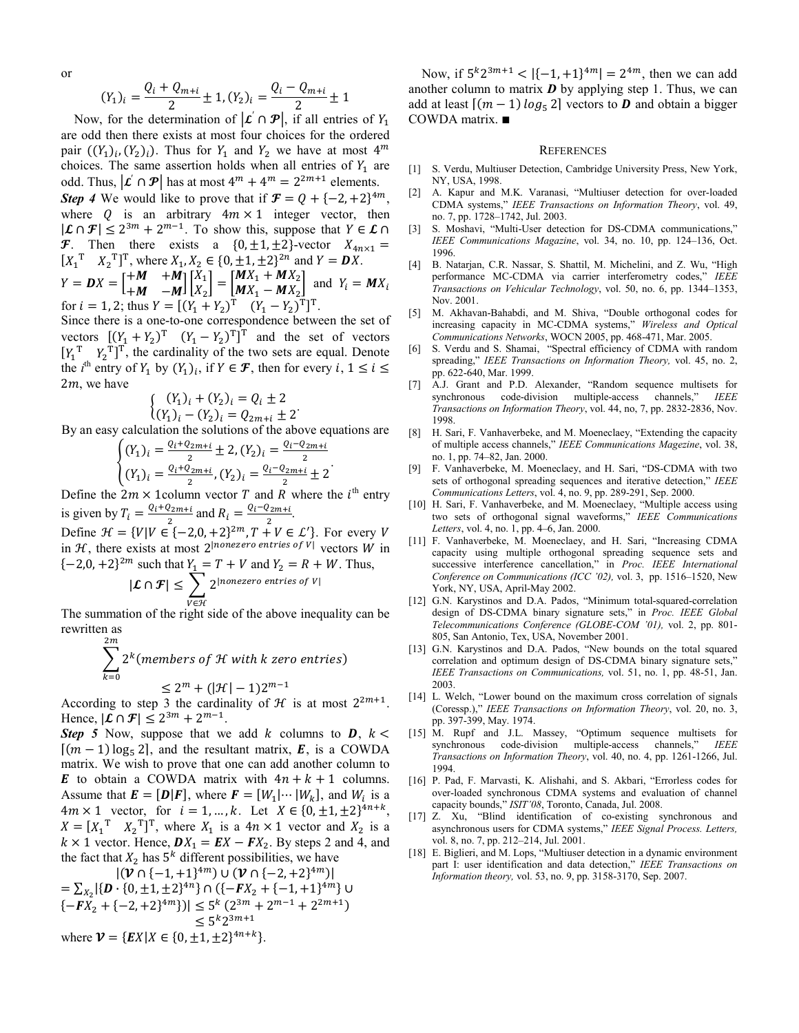or

$$(Y_1)_i = \frac{Q_i + Q_{m+i}}{2} \pm 1, (Y_2)_i = \frac{Q_i - Q_{m+i}}{2} \pm 1$$

Now, for the determination of $|\mathcal{L}' \cap \mathcal{P}|$, if all entries of $Y_1$ are odd then there exists at most four choices for the ordered pair $((Y_1)_i, (Y_2)_i)$. Thus for $Y_1$ and $Y_2$ we have at most $4^m$ choices. The same assertion holds when all entries of $Y_1$ are odd. Thus, $|\mathcal{L}' \cap \mathcal{P}|$ has at most $4^m + 4^m = 2^{2m+1}$ elements.

***Step 4*** We would like to prove that if $\mathcal{F} = Q + \{-2, +2\}^{4m}$, where $Q$ is an arbitrary $4m \times 1$ integer vector, then $|\mathcal{L} \cap \mathcal{F}| \leq 2^{3m} + 2^{m-1}$. To show this, suppose that $Y \in \mathcal{L} \cap \mathcal{F}$. Then there exists a $\{0, \pm 1, \pm 2\}$-vector $X_{4n \times 1} = [X_1^{\mathrm{T}} \quad X_2^{\mathrm{T}}]^{\mathrm{T}}$, where $X_1, X_2 \in \{0, \pm 1, \pm 2\}^{2n}$ and $Y = \boldsymbol{D}X$.

$Y = \boldsymbol{D}X = \begin{bmatrix} +\boldsymbol{M} & +\boldsymbol{M} \\ +\boldsymbol{M} & -\boldsymbol{M} \end{bmatrix} \begin{bmatrix} X_1 \\ X_2 \end{bmatrix} = \begin{bmatrix} \boldsymbol{M}X_1 + \boldsymbol{M}X_2 \\ \boldsymbol{M}X_1 - \boldsymbol{M}X_2 \end{bmatrix}$ and $Y_i = \boldsymbol{M}X_i$ for $i = 1, 2$; thus $Y = [(Y_1 + Y_2)^{\mathrm{T}} \quad (Y_1 - Y_2)^{\mathrm{T}}]^{\mathrm{T}}$.

Since there is a one-to-one correspondence between the set of vectors $[(Y_1 + Y_2)^{\mathrm{T}} \quad (Y_1 - Y_2)^{\mathrm{T}}]^{\mathrm{T}}$ and the set of vectors $[Y_1^{\mathrm{T}} \quad Y_2^{\mathrm{T}}]^{\mathrm{T}}$, the cardinality of the two sets are equal. Denote the $i^{\text{th}}$ entry of $Y_1$ by $(Y_1)_i$, if $Y \in \mathcal{F}$, then for every $i$, $1 \leq i \leq 2m$, we have

$$\begin{cases} (Y_1)_i + (Y_2)_i = Q_i \pm 2 \\ (Y_1)_i - (Y_2)_i = Q_{2m+i} \pm 2 \end{cases}.$$

By an easy calculation the solutions of the above equations are

$$\begin{cases} (Y_1)_i = \frac{Q_i + Q_{2m+i}}{2} \pm 2, (Y_2)_i = \frac{Q_i - Q_{2m+i}}{2} \\ (Y_1)_i = \frac{Q_i + Q_{2m+i}}{2}, (Y_2)_i = \frac{Q_i - Q_{2m+i}}{2} \pm 2 \end{cases}.$$

Define the $2m \times 1$column vector $T$ and $R$ where the $i^{\text{th}}$ entry is given by $T_i = \frac{Q_i + Q_{2m+i}}{2}$ and $R_i = \frac{Q_i - Q_{2m+i}}{2}$.

Define $\mathcal{H} = \{V | V \in \{-2, 0, +2\}^{2m}, T + V \in \mathcal{L}'\}$. For every $V$ in $\mathcal{H}$, there exists at most $2^{|nonezero\ entries\ of\ V|}$ vectors $W$ in $\{-2, 0, +2\}^{2m}$ such that $Y_1 = T + V$ and $Y_2 = R + W$. Thus,

$$|\mathcal{L} \cap \mathcal{F}| \leq \sum_{V \in \mathcal{H}} 2^{|nonezero\ entries\ of\ V|}$$

The summation of the right side of the above inequality can be rewritten as

$$\sum_{k=0}^{2m} 2^k (members\ of\ \mathcal{H}\ with\ k\ zero\ entries)$$
$$\leq 2^m + (|\mathcal{H}| - 1)2^{m-1}$$

According to step 3 the cardinality of $\mathcal{H}$ is at most $2^{2m+1}$. Hence, $|\mathcal{L} \cap \mathcal{F}| \leq 2^{3m} + 2^{m-1}$.

***Step 5*** Now, suppose that we add $k$ columns to $\boldsymbol{D}$, $k < \lceil (m-1) \log_5 2 \rceil$, and the resultant matrix, $\boldsymbol{E}$, is a COWDA matrix. We wish to prove that one can add another column to $\boldsymbol{E}$ to obtain a COWDA matrix with $4n + k + 1$ columns. Assume that $\boldsymbol{E} = [\boldsymbol{D}|\boldsymbol{F}]$, where $\boldsymbol{F} = [W_1|\cdots|W_k]$, and $W_i$ is a $4m \times 1$ vector, for $i = 1, \ldots, k$. Let $X \in \{0, \pm 1, \pm 2\}^{4n+k}$, $X = [X_1^{\mathrm{T}} \quad X_2^{\mathrm{T}}]^{\mathrm{T}}$, where $X_1$ is a $4n \times 1$ vector and $X_2$ is a $k \times 1$ vector. Hence, $\boldsymbol{D}X_1 = \boldsymbol{E}X - \boldsymbol{F}X_2$. By steps 2 and 4, and the fact that $X_2$ has $5^k$ different possibilities, we have

$$|(\mathcal{V} \cap \{-1, +1\}^{4m}) \cup (\mathcal{V} \cap \{-2, +2\}^{4m})|$$
$$= \sum_{X_2} |\{\boldsymbol{D} \cdot \{0, \pm 1, \pm 2\}^{4n}\} \cap (\{-\boldsymbol{F}X_2 + \{-1, +1\}^{4m}\} \cup \{-\boldsymbol{F}X_2 + \{-2, +2\}^{4m}\})| \leq 5^k (2^{3m} + 2^{m-1} + 2^{2m+1})$$
$$\leq 5^k 2^{3m+1}$$

where $\mathcal{V} = \{\boldsymbol{E}X | X \in \{0, \pm 1, \pm 2\}^{4n+k}\}$.

Now, if $5^k 2^{3m+1} < |\{-1, +1\}^{4m}| = 2^{4m}$, then we can add another column to matrix $\boldsymbol{D}$ by applying step 1. Thus, we can add at least $\lceil (m-1) \log_5 2 \rceil$ vectors to $\boldsymbol{D}$ and obtain a bigger COWDA matrix. ■

## References

[1] S. Verdu, Multiuser Detection, Cambridge University Press, New York, NY, USA, 1998.

[2] A. Kapur and M.K. Varanasi, "Multiuser detection for over-loaded CDMA systems," *IEEE Transactions on Information Theory*, vol. 49, no. 7, pp. 1728–1742, Jul. 2003.

[3] S. Moshavi, "Multi-User detection for DS-CDMA communications," *IEEE Communications Magazine*, vol. 34, no. 10, pp. 124–136, Oct. 1996.

[4] B. Natarjan, C.R. Nassar, S. Shattil, M. Michelini, and Z. Wu, "High performance MC-CDMA via carrier interferometry codes," *IEEE Transactions on Vehicular Technology*, vol. 50, no. 6, pp. 1344–1353, Nov. 2001.

[5] M. Akhavan-Bahabdi, and M. Shiva, "Double orthogonal codes for increasing capacity in MC-CDMA systems," *Wireless and Optical Communications Networks*, WOCN 2005, pp. 468-471, Mar. 2005.

[6] S. Verdu and S. Shamai, "Spectral efficiency of CDMA with random spreading," *IEEE Transactions on Information Theory,* vol. 45, no. 2, pp. 622-640, Mar. 1999.

[7] A.J. Grant and P.D. Alexander, "Random sequence multisets for synchronous code-division multiple-access channels," *IEEE Transactions on Information Theory*, vol. 44, no, 7, pp. 2832-2836, Nov. 1998.

[8] H. Sari, F. Vanhaverbeke, and M. Moeneclaey, "Extending the capacity of multiple access channels," *IEEE Communications Magezine*, vol. 38, no. 1, pp. 74–82, Jan. 2000.

[9] F. Vanhaverbeke, M. Moeneclaey, and H. Sari, "DS-CDMA with two sets of orthogonal spreading sequences and iterative detection," *IEEE Communications Letters*, vol. 4, no. 9, pp. 289-291, Sep. 2000.

[10] H. Sari, F. Vanhaverbeke, and M. Moeneclaey, "Multiple access using two sets of orthogonal signal waveforms," *IEEE Communications Letters*, vol. 4, no. 1, pp. 4–6, Jan. 2000.

[11] F. Vanhaverbeke, M. Moeneclaey, and H. Sari, "Increasing CDMA capacity using multiple orthogonal spreading sequence sets and successive interference cancellation," in *Proc. IEEE International Conference on Communications (ICC '02),* vol. 3, pp. 1516–1520, New York, NY, USA, April-May 2002.

[12] G.N. Karystinos and D.A. Pados, "Minimum total-squared-correlation design of DS-CDMA binary signature sets," in *Proc. IEEE Global Telecommunications Conference (GLOBE-COM '01),* vol. 2, pp. 801-805, San Antonio, Tex, USA, November 2001.

[13] G.N. Karystinos and D.A. Pados, "New bounds on the total squared correlation and optimum design of DS-CDMA binary signature sets," *IEEE Transactions on Communications,* vol. 51, no. 1, pp. 48-51, Jan. 2003.

[14] L. Welch, "Lower bound on the maximum cross correlation of signals (Coressp.)," *IEEE Transactions on Information Theory*, vol. 20, no. 3, pp. 397-399, May. 1974.

[15] M. Rupf and J.L. Massey, "Optimum sequence multisets for synchronous code-division multiple-access channels," *IEEE Transactions on Information Theory*, vol. 40, no. 4, pp. 1261-1266, Jul. 1994.

[16] P. Pad, F. Marvasti, K. Alishahi, and S. Akbari, "Errorless codes for over-loaded synchronous CDMA systems and evaluation of channel capacity bounds," *ISIT'08*, Toronto, Canada, Jul. 2008.

[17] Z. Xu, "Blind identification of co-existing synchronous and asynchronous users for CDMA systems," *IEEE Signal Process. Letters,* vol. 8, no. 7, pp. 212–214, Jul. 2001.

[18] E. Biglieri, and M. Lops, "Multiuser detection in a dynamic environment part I: user identification and data detection," *IEEE Transactions on Information theory,* vol. 53, no. 9, pp. 3158-3170, Sep. 2007.